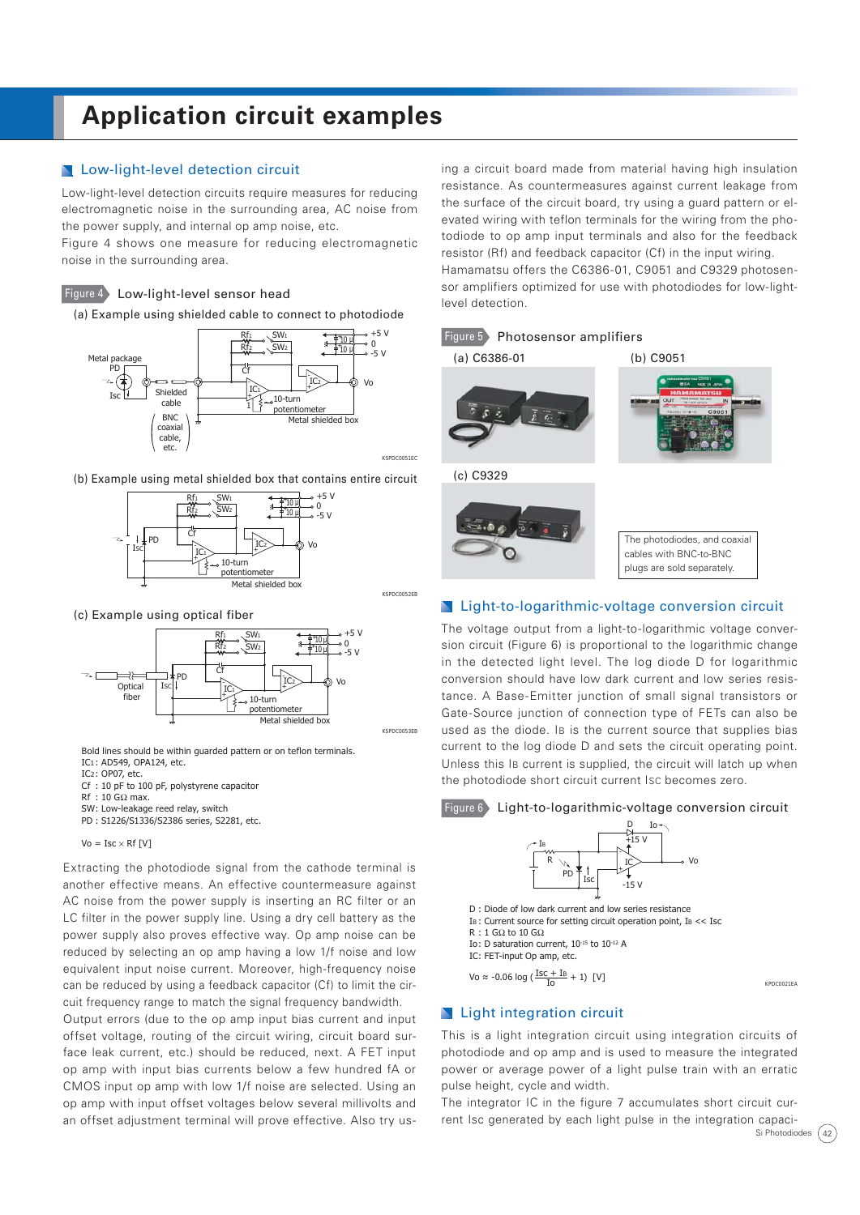# Application circuit examples

## Low-light-level detection circuit

Low-light-level detection circuits require measures for reducing electromagnetic noise in the surrounding area, AC noise from the power supply, and internal op amp noise, etc.

Figure 4 shows one measure for reducing electromagnetic noise in the surrounding area.

Figure 4 Low-light-level sensor head

(a) Example using shielded cable to connect to photodiode

(b) Example using metal shielded box that contains entire circuit

(c) Example using optical fiber

Bold lines should be within guarded pattern or on teflon terminals.
$IC_1$: AD549, OPA124, etc.
$IC_2$: OP07, etc.
Cf : 10 pF to 100 pF, polystyrene capacitor
Rf : 10 GΩ max.
SW: Low-leakage reed relay, switch
PD : S1226/S1336/S2386 series, S2281, etc.

$Vo = Isc \times Rf$ [V]

Extracting the photodiode signal from the cathode terminal is another effective means. An effective countermeasure against AC noise from the power supply is inserting an RC filter or an LC filter in the power supply line. Using a dry cell battery as the power supply also proves effective way. Op amp noise can be reduced by selecting an op amp having a low 1/f noise and low equivalent input noise current. Moreover, high-frequency noise can be reduced by using a feedback capacitor (Cf) to limit the circuit frequency range to match the signal frequency bandwidth.

Output errors (due to the op amp input bias current and input offset voltage, routing of the circuit wiring, circuit board surface leak current, etc.) should be reduced, next. A FET input op amp with input bias currents below a few hundred fA or CMOS input op amp with low 1/f noise are selected. Using an op amp with input offset voltages below several millivolts and an offset adjustment terminal will prove effective. Also try using a circuit board made from material having high insulation resistance. As countermeasures against current leakage from the surface of the circuit board, try using a guard pattern or elevated wiring with teflon terminals for the wiring from the photodiode to op amp input terminals and also for the feedback resistor (Rf) and feedback capacitor (Cf) in the input wiring.

Hamamatsu offers the C6386-01, C9051 and C9329 photosensor amplifiers optimized for use with photodiodes for low-light-level detection.

Figure 5 Photosensor amplifiers

(a) C6386-01 (b) C9051 (c) C9329

The photodiodes, and coaxial cables with BNC-to-BNC plugs are sold separately.

## Light-to-logarithmic-voltage conversion circuit

The voltage output from a light-to-logarithmic voltage conversion circuit (Figure 6) is proportional to the logarithmic change in the detected light level. The log diode D for logarithmic conversion should have low dark current and low series resistance. A Base-Emitter junction of small signal transistors or Gate-Source junction of connection type of FETs can also be used as the diode. $I_B$ is the current source that supplies bias current to the log diode D and sets the circuit operating point. Unless this $I_B$ current is supplied, the circuit will latch up when the photodiode short circuit current Isc becomes zero.

Figure 6 Light-to-logarithmic-voltage conversion circuit

D : Diode of low dark current and low series resistance
$I_B$ : Current source for setting circuit operation point, $I_B << Isc$
R : 1 GΩ to 10 GΩ
Io: D saturation current, $10^{-15}$ to $10^{-12}$ A
IC: FET-input Op amp, etc.

$$Vo \approx -0.06 \log \left( \frac{Isc + I_B}{Io} + 1 \right) \text{ [V]}$$

## Light integration circuit

This is a light integration circuit using integration circuits of photodiode and op amp and is used to measure the integrated power or average power of a light pulse train with an erratic pulse height, cycle and width.

The integrator IC in the figure 7 accumulates short circuit current Isc generated by each light pulse in the integration capaci-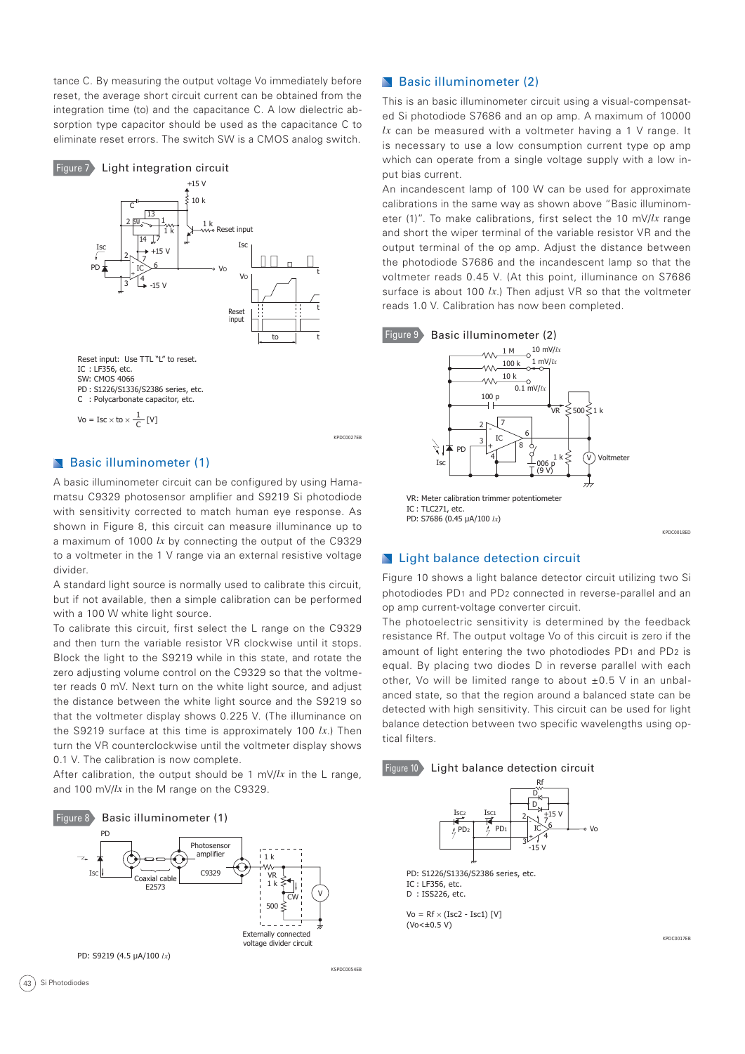tance C. By measuring the output voltage Vo immediately before reset, the average short circuit current can be obtained from the integration time (to) and the capacitance C. A low dielectric absorption type capacitor should be used as the capacitance C to eliminate reset errors. The switch SW is a CMOS analog switch.

Figure 7 Light integration circuit

Reset input: Use TTL "L" to reset.
IC : LF356, etc.
SW: CMOS 4066
PD : S1226/S1336/S2386 series, etc.
C : Polycarbonate capacitor, etc.

$$V_o = I_{sc} \times t_o \times \frac{1}{C} \text{ [V]}$$

## Basic illuminometer (1)

A basic illuminometer circuit can be configured by using Hamamatsu C9329 photosensor amplifier and S9219 Si photodiode with sensitivity corrected to match human eye response. As shown in Figure 8, this circuit can measure illuminance up to a maximum of 1000 *lx* by connecting the output of the C9329 to a voltmeter in the 1 V range via an external resistive voltage divider.

A standard light source is normally used to calibrate this circuit, but if not available, then a simple calibration can be performed with a 100 W white light source.

To calibrate this circuit, first select the L range on the C9329 and then turn the variable resistor VR clockwise until it stops. Block the light to the S9219 while in this state, and rotate the zero adjusting volume control on the C9329 so that the voltmeter reads 0 mV. Next turn on the white light source, and adjust the distance between the white light source and the S9219 so that the voltmeter display shows 0.225 V. (The illuminance on the S9219 surface at this time is approximately 100 *lx*.) Then turn the VR counterclockwise until the voltmeter display shows 0.1 V. The calibration is now complete.

After calibration, the output should be 1 mV/*lx* in the L range, and 100 mV/*lx* in the M range on the C9329.

Figure 8 Basic illuminometer (1)

PD: S9219 (4.5 µA/100 *lx*)

## Basic illuminometer (2)

This is an basic illuminometer circuit using a visual-compensated Si photodiode S7686 and an op amp. A maximum of 10000 *lx* can be measured with a voltmeter having a 1 V range. It is necessary to use a low consumption current type op amp which can operate from a single voltage supply with a low input bias current.

An incandescent lamp of 100 W can be used for approximate calibrations in the same way as shown above "Basic illuminometer (1)". To make calibrations, first select the 10 mV/*lx* range and short the wiper terminal of the variable resistor VR and the output terminal of the op amp. Adjust the distance between the photodiode S7686 and the incandescent lamp so that the voltmeter reads 0.45 V. (At this point, illuminance on S7686 surface is about 100 *lx*.) Then adjust VR so that the voltmeter reads 1.0 V. Calibration has now been completed.

Figure 9 Basic illuminometer (2)

VR: Meter calibration trimmer potentiometer
IC : TLC271, etc.
PD: S7686 (0.45 µA/100 *lx*)

## Light balance detection circuit

Figure 10 shows a light balance detector circuit utilizing two Si photodiodes $PD_1$ and $PD_2$ connected in reverse-parallel and an op amp current-voltage converter circuit.

The photoelectric sensitivity is determined by the feedback resistance Rf. The output voltage Vo of this circuit is zero if the amount of light entering the two photodiodes $PD_1$ and $PD_2$ is equal. By placing two diodes D in reverse parallel with each other, Vo will be limited range to about ±0.5 V in an unbalanced state, so that the region around a balanced state can be detected with high sensitivity. This circuit can be used for light balance detection between two specific wavelengths using optical filters.

Figure 10 Light balance detection circuit

PD: S1226/S1336/S2386 series, etc.
IC : LF356, etc.
D : ISS226, etc.

$$V_o = R_f \times (I_{sc2} - I_{sc1}) \text{ [V]}$$
$(V_o < \pm 0.5 \text{ V})$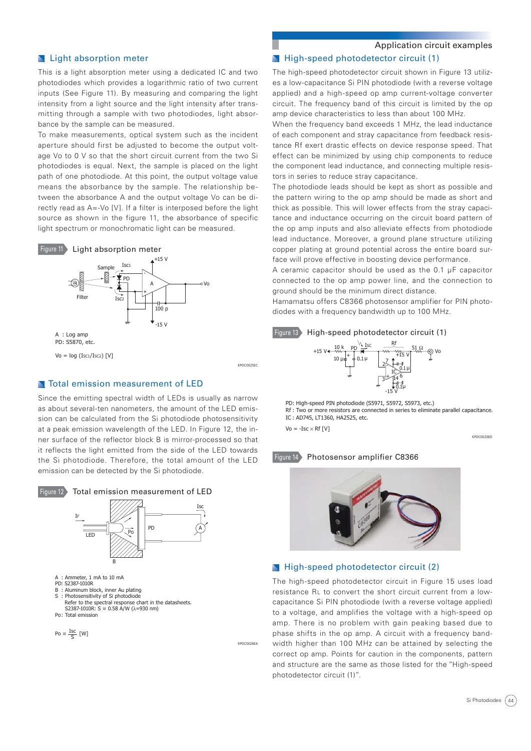## Light absorption meter

This is a light absorption meter using a dedicated IC and two photodiodes which provides a logarithmic ratio of two current inputs (See Figure 11). By measuring and comparing the light intensity from a light source and the light intensity after transmitting through a sample with two photodiodes, light absorbance by the sample can be measured.

To make measurements, optical system such as the incident aperture should first be adjusted to become the output voltage Vo to 0 V so that the short circuit current from the two Si photodiodes is equal. Next, the sample is placed on the light path of one photodiode. At this point, the output voltage value means the absorbance by the sample. The relationship between the absorbance A and the output voltage Vo can be directly read as A=-Vo [V]. If a filter is interposed before the light source as shown in the figure 11, the absorbance of specific light spectrum or monochromatic light can be measured.

Figure 11 Light absorption meter

A : Log amp
PD: S5870, etc.

$V_o = \log (I_{SC1}/I_{SC2})$ [V]

## Total emission measurement of LED

Since the emitting spectral width of LEDs is usually as narrow as about several-ten nanometers, the amount of the LED emission can be calculated from the Si photodiode photosensitivity at a peak emission wavelength of the LED. In Figure 12, the inner surface of the reflector block B is mirror-processed so that it reflects the light emitted from the side of the LED towards the Si photodiode. Therefore, the total amount of the LED emission can be detected by the Si photodiode.

Figure 12 Total emission measurement of LED

A : Ammeter, 1 mA to 10 mA
PD: S2387-1010R
B : Aluminum block, inner Au plating
S : Photosensitivity of Si photodiode
Refer to the spectral response chart in the datasheets.
S2387-1010R: S ≈ 0.58 A/W (λ=930 nm)
Po: Total emission

$P_o \approx \frac{I_{SC}}{S}$ [W]

## High-speed photodetector circuit (1)

The high-speed photodetector circuit shown in Figure 13 utilizes a low-capacitance Si PIN photodiode (with a reverse voltage applied) and a high-speed op amp current-voltage converter circuit. The frequency band of this circuit is limited by the op amp device characteristics to less than about 100 MHz.

When the frequency band exceeds 1 MHz, the lead inductance of each component and stray capacitance from feedback resistance Rf exert drastic effects on device response speed. That effect can be minimized by using chip components to reduce the component lead inductance, and connecting multiple resistors in series to reduce stray capacitance.

The photodiode leads should be kept as short as possible and the pattern wiring to the op amp should be made as short and thick as possible. This will lower effects from the stray capacitance and inductance occurring on the circuit board pattern of the op amp inputs and also alleviate effects from photodiode lead inductance. Moreover, a ground plane structure utilizing copper plating at ground potential across the entire board surface will prove effective in boosting device performance.

A ceramic capacitor should be used as the 0.1 µF capacitor connected to the op amp power line, and the connection to ground should be the minimum direct distance.

Hamamatsu offers C8366 photosensor amplifier for PIN photodiodes with a frequency bandwidth up to 100 MHz.

Figure 13 High-speed photodetector circuit (1)

PD: High-speed PIN photodiode (S5971, S5972, S5973, etc.)
Rf : Two or more resistors are connected in series to eliminate parallel capacitance.
IC : AD745, LT1360, HA2525, etc.

$V_o = -I_{SC} \times R_f$ [V]

Figure 14 Photosensor amplifier C8366

## High-speed photodetector circuit (2)

The high-speed photodetector circuit in Figure 15 uses load resistance $R_L$ to convert the short circuit current from a low-capacitance Si PIN photodiode (with a reverse voltage applied) to a voltage, and amplifies the voltage with a high-speed op amp. There is no problem with gain peaking based due to phase shifts in the op amp. A circuit with a frequency bandwidth higher than 100 MHz can be attained by selecting the correct op amp. Points for caution in the components, pattern and structure are the same as those listed for the "High-speed photodetector circuit (1)".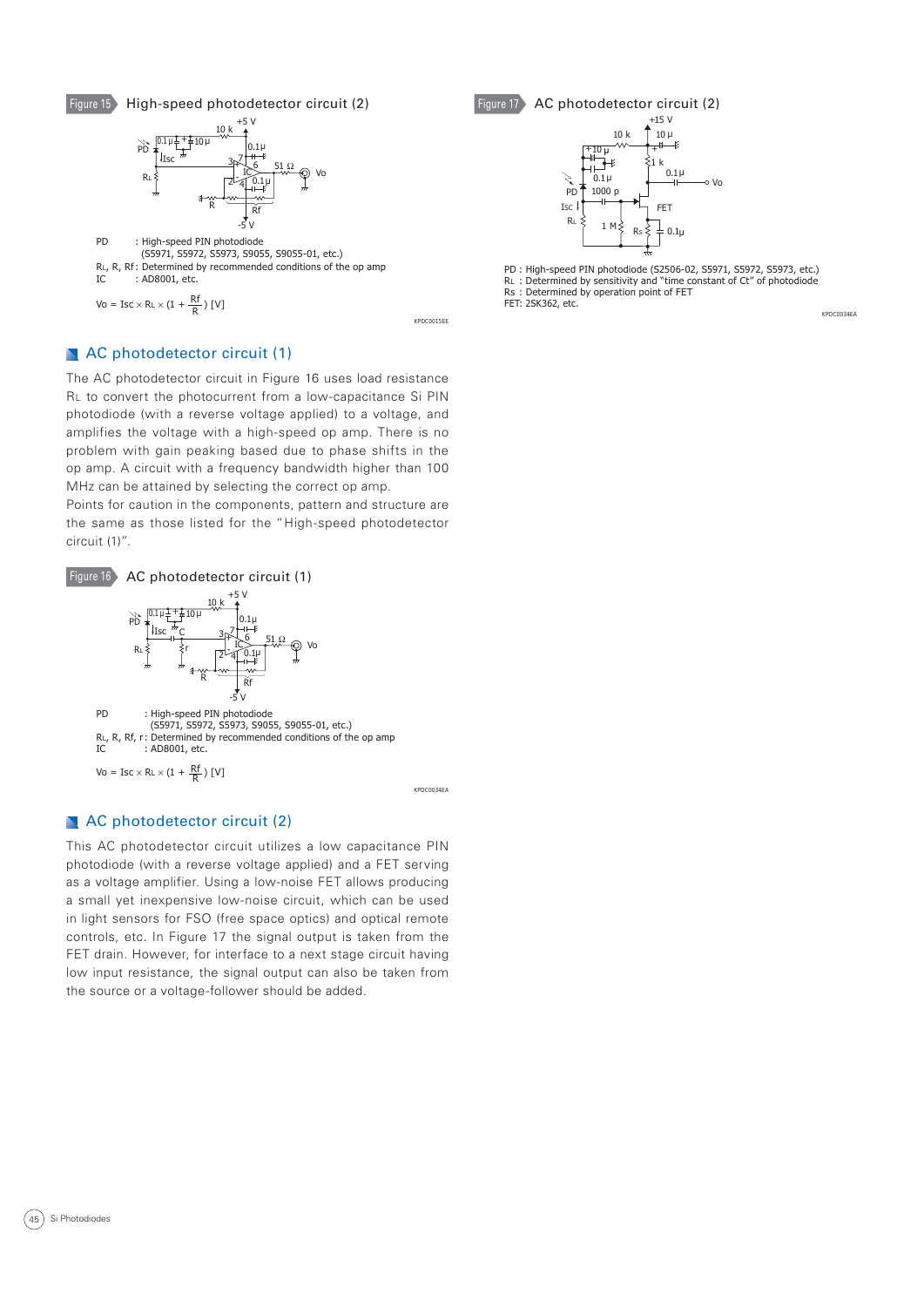Figure 15 High-speed photodetector circuit (2)

+5 V
10 k
0.1 μ
10 μ
PD
Isc
0.1μ
3
7
6
51 Ω
Vo
IC
RL
2
4
0.1μ
R
Rf
-5 V

PD : High-speed PIN photodiode (S5971, S5972, S5973, S9055, S9055-01, etc.)
RL, R, Rf: Determined by recommended conditions of the op amp
IC : AD8001, etc.

$$Vo = Isc \times RL \times (1 + \frac{Rf}{R}) \text{ [V]}$$

KPDC0015EE

## AC photodetector circuit (1)

The AC photodetector circuit in Figure 16 uses load resistance $R_L$ to convert the photocurrent from a low-capacitance Si PIN photodiode (with a reverse voltage applied) to a voltage, and amplifies the voltage with a high-speed op amp. There is no problem with gain peaking based due to phase shifts in the op amp. A circuit with a frequency bandwidth higher than 100 MHz can be attained by selecting the correct op amp.

Points for caution in the components, pattern and structure are the same as those listed for the "High-speed photodetector circuit (1)".

Figure 16 AC photodetector circuit (1)

+5 V
10 k
0.1 μ
10 μ
PD
Isc
C
0.1μ
3
7
6
51 Ω
Vo
IC
RL
r
2
4
0.1μ
R
Rf
-5 V

PD : High-speed PIN photodiode (S5971, S5972, S5973, S9055, S9055-01, etc.)
RL, R, Rf, r: Determined by recommended conditions of the op amp
IC : AD8001, etc.

$$Vo = Isc \times RL \times (1 + \frac{Rf}{R}) \text{ [V]}$$

KPDC0034EA

## AC photodetector circuit (2)

This AC photodetector circuit utilizes a low capacitance PIN photodiode (with a reverse voltage applied) and a FET serving as a voltage amplifier. Using a low-noise FET allows producing a small yet inexpensive low-noise circuit, which can be used in light sensors for FSO (free space optics) and optical remote controls, etc. In Figure 17 the signal output is taken from the FET drain. However, for interface to a next stage circuit having low input resistance, the signal output can also be taken from the source or a voltage-follower should be added.

Figure 17 AC photodetector circuit (2)

+15 V
10 k
10 μ
10 μ
1 k
0.1 μ
0.1μ
Vo
PD
1000 p
Isc
FET
RL
1 M
Rs
0.1μ

PD : High-speed PIN photodiode (S2506-02, S5971, S5972, S5973, etc.)
RL : Determined by sensitivity and "time constant of Ct" of photodiode
Rs : Determined by operation point of FET
FET: 2SK362, etc.

KPDC0034EA